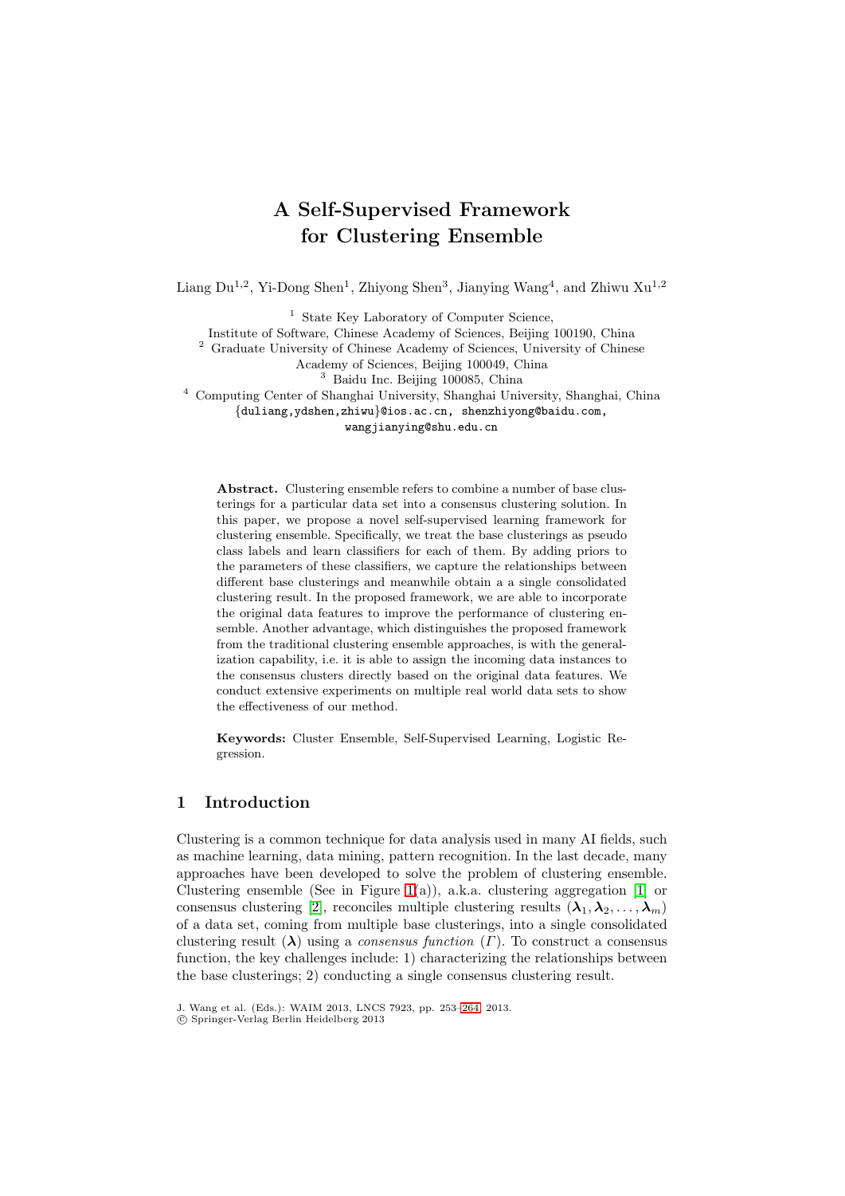# A Self-Supervised Framework for Clustering Ensemble

Liang Du[1,2], Yi-Dong Shen[1], Zhiyong Shen[3], Jianying Wang[4], and Zhiwu Xu[1,2]

[1] State Key Laboratory of Computer Science, Institute of Software, Chinese Academy of Sciences, Beijing 100190, China
[2] Graduate University of Chinese Academy of Sciences, University of Chinese Academy of Sciences, Beijing 100049, China
[3] Baidu Inc. Beijing 100085, China
[4] Computing Center of Shanghai University, Shanghai University, Shanghai, China
{duliang,ydshen,zhiwu}@ios.ac.cn, shenzhiyong@baidu.com, wangjianying@shu.edu.cn

**Abstract.** Clustering ensemble refers to combine a number of base clusterings for a particular data set into a consensus clustering solution. In this paper, we propose a novel self-supervised learning framework for clustering ensemble. Specifically, we treat the base clusterings as pseudo class labels and learn classifiers for each of them. By adding priors to the parameters of these classifiers, we capture the relationships between different base clusterings and meanwhile obtain a a single consolidated clustering result. In the proposed framework, we are able to incorporate the original data features to improve the performance of clustering ensemble. Another advantage, which distinguishes the proposed framework from the traditional clustering ensemble approaches, is with the generalization capability, i.e. it is able to assign the incoming data instances to the consensus clusters directly based on the original data features. We conduct extensive experiments on multiple real world data sets to show the effectiveness of our method.

**Keywords:** Cluster Ensemble, Self-Supervised Learning, Logistic Regression.

## 1 Introduction

Clustering is a common technique for data analysis used in many AI fields, such as machine learning, data mining, pattern recognition. In the last decade, many approaches have been developed to solve the problem of clustering ensemble. Clustering ensemble (See in Figure 1(a)), a.k.a. clustering aggregation [1] or consensus clustering [2], reconciles multiple clustering results $(\boldsymbol{\lambda}_1, \boldsymbol{\lambda}_2, \ldots, \boldsymbol{\lambda}_m)$ of a data set, coming from multiple base clusterings, into a single consolidated clustering result $(\boldsymbol{\lambda})$ using a *consensus function* $(\Gamma)$. To construct a consensus function, the key challenges include: 1) characterizing the relationships between the base clusterings; 2) conducting a single consensus clustering result.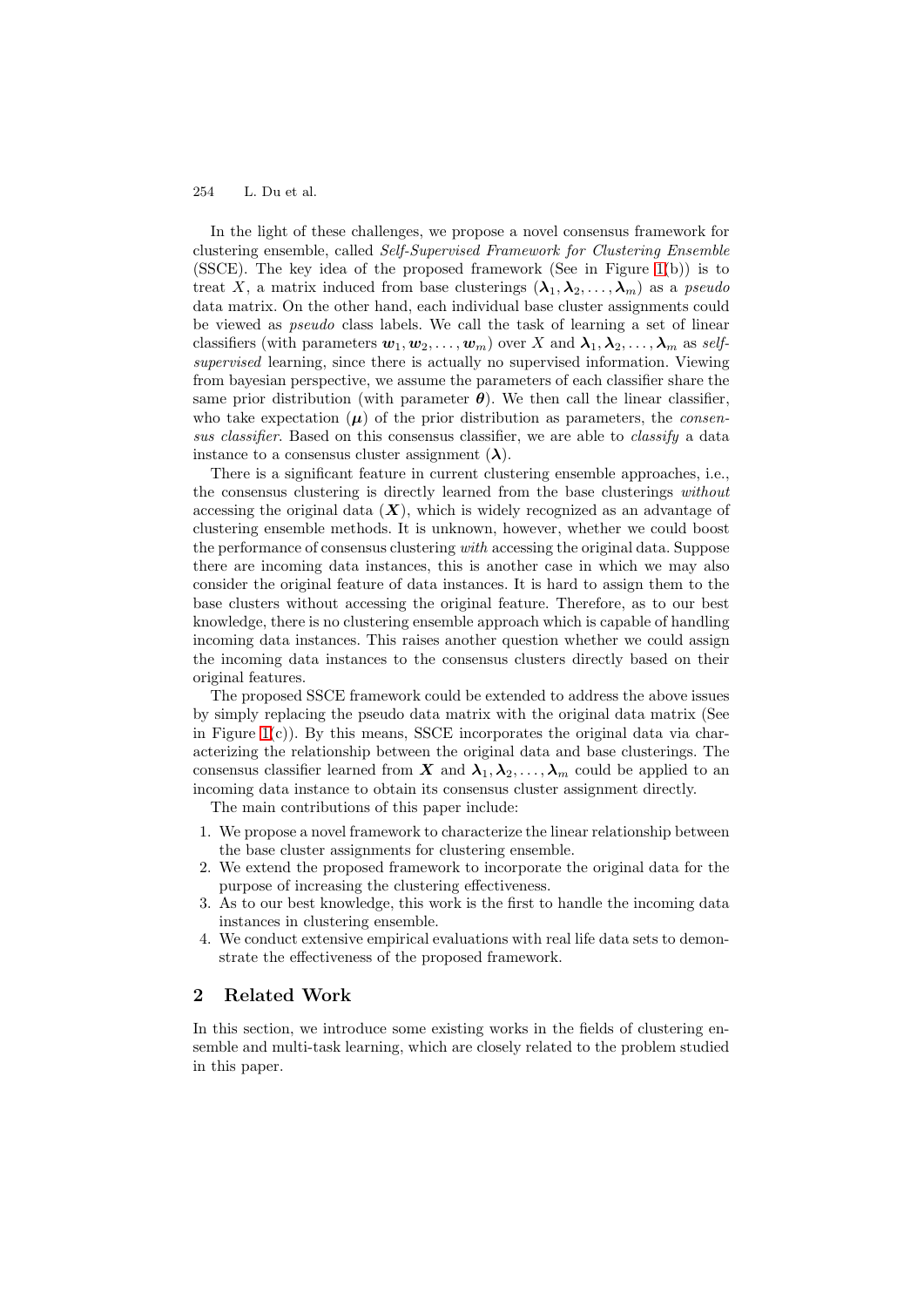In the light of these challenges, we propose a novel consensus framework for clustering ensemble, called *Self-Supervised Framework for Clustering Ensemble* (SSCE). The key idea of the proposed framework (See in Figure 1(b)) is to treat $X$, a matrix induced from base clusterings $(\boldsymbol{\lambda}_1, \boldsymbol{\lambda}_2, \ldots, \boldsymbol{\lambda}_m)$ as a *pseudo* data matrix. On the other hand, each individual base cluster assignments could be viewed as *pseudo* class labels. We call the task of learning a set of linear classifiers (with parameters $\boldsymbol{w}_1, \boldsymbol{w}_2, \ldots, \boldsymbol{w}_m$) over $X$ and $\boldsymbol{\lambda}_1, \boldsymbol{\lambda}_2, \ldots, \boldsymbol{\lambda}_m$ as *self-supervised* learning, since there is actually no supervised information. Viewing from bayesian perspective, we assume the parameters of each classifier share the same prior distribution (with parameter $\boldsymbol{\theta}$). We then call the linear classifier, who take expectation $(\boldsymbol{\mu})$ of the prior distribution as parameters, the *consensus classifier*. Based on this consensus classifier, we are able to *classify* a data instance to a consensus cluster assignment $(\boldsymbol{\lambda})$.

There is a significant feature in current clustering ensemble approaches, i.e., the consensus clustering is directly learned from the base clusterings *without* accessing the original data $(\boldsymbol{X})$, which is widely recognized as an advantage of clustering ensemble methods. It is unknown, however, whether we could boost the performance of consensus clustering *with* accessing the original data. Suppose there are incoming data instances, this is another case in which we may also consider the original feature of data instances. It is hard to assign them to the base clusters without accessing the original feature. Therefore, as to our best knowledge, there is no clustering ensemble approach which is capable of handling incoming data instances. This raises another question whether we could assign the incoming data instances to the consensus clusters directly based on their original features.

The proposed SSCE framework could be extended to address the above issues by simply replacing the pseudo data matrix with the original data matrix (See in Figure 1(c)). By this means, SSCE incorporates the original data via characterizing the relationship between the original data and base clusterings. The consensus classifier learned from $\boldsymbol{X}$ and $\boldsymbol{\lambda}_1, \boldsymbol{\lambda}_2, \ldots, \boldsymbol{\lambda}_m$ could be applied to an incoming data instance to obtain its consensus cluster assignment directly.

The main contributions of this paper include:

1. We propose a novel framework to characterize the linear relationship between the base cluster assignments for clustering ensemble.
2. We extend the proposed framework to incorporate the original data for the purpose of increasing the clustering effectiveness.
3. As to our best knowledge, this work is the first to handle the incoming data instances in clustering ensemble.
4. We conduct extensive empirical evaluations with real life data sets to demonstrate the effectiveness of the proposed framework.

## 2 Related Work

In this section, we introduce some existing works in the fields of clustering ensemble and multi-task learning, which are closely related to the problem studied in this paper.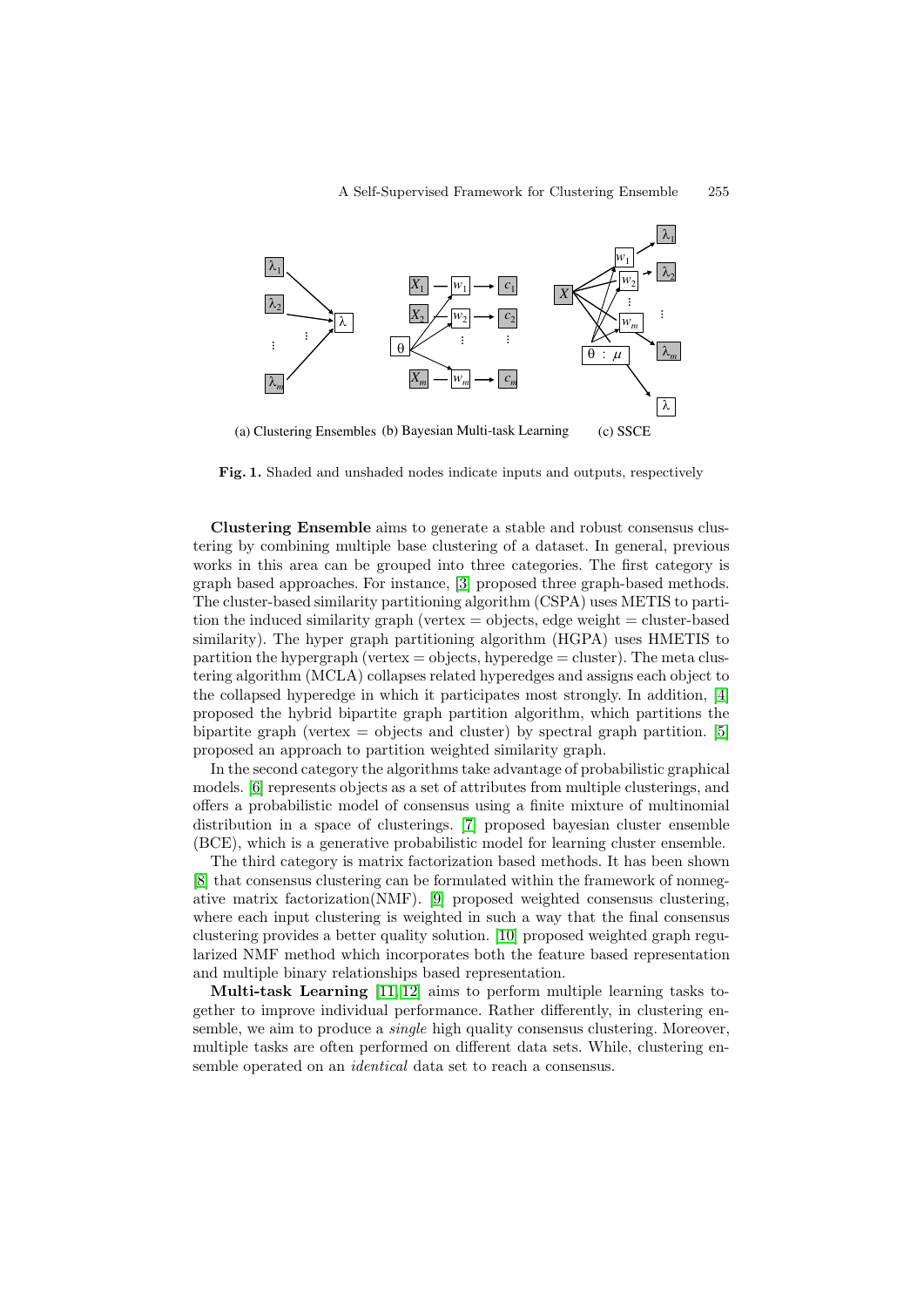(a) Clustering Ensembles (b) Bayesian Multi-task Learning (c) SSCE

**Fig. 1.** Shaded and unshaded nodes indicate inputs and outputs, respectively

**Clustering Ensemble** aims to generate a stable and robust consensus clustering by combining multiple base clustering of a dataset. In general, previous works in this area can be grouped into three categories. The first category is graph based approaches. For instance, [3] proposed three graph-based methods. The cluster-based similarity partitioning algorithm (CSPA) uses METIS to partition the induced similarity graph (vertex = objects, edge weight = cluster-based similarity). The hyper graph partitioning algorithm (HGPA) uses HMETIS to partition the hypergraph (vertex = objects, hyperedge = cluster). The meta clustering algorithm (MCLA) collapses related hyperedges and assigns each object to the collapsed hyperedge in which it participates most strongly. In addition, [4] proposed the hybrid bipartite graph partition algorithm, which partitions the bipartite graph (vertex = objects and cluster) by spectral graph partition. [5] proposed an approach to partition weighted similarity graph.

In the second category the algorithms take advantage of probabilistic graphical models. [6] represents objects as a set of attributes from multiple clusterings, and offers a probabilistic model of consensus using a finite mixture of multinomial distribution in a space of clusterings. [7] proposed bayesian cluster ensemble (BCE), which is a generative probabilistic model for learning cluster ensemble.

The third category is matrix factorization based methods. It has been shown [8] that consensus clustering can be formulated within the framework of nonnegative matrix factorization(NMF). [9] proposed weighted consensus clustering, where each input clustering is weighted in such a way that the final consensus clustering provides a better quality solution. [10] proposed weighted graph regularized NMF method which incorporates both the feature based representation and multiple binary relationships based representation.

**Multi-task Learning** [11, 12] aims to perform multiple learning tasks together to improve individual performance. Rather differently, in clustering ensemble, we aim to produce a *single* high quality consensus clustering. Moreover, multiple tasks are often performed on different data sets. While, clustering ensemble operated on an *identical* data set to reach a consensus.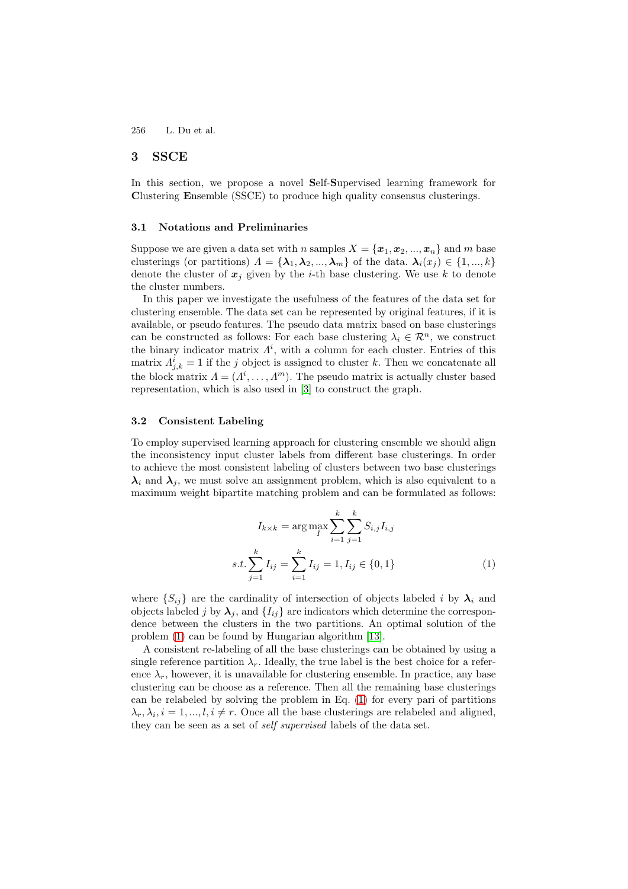## 3 SSCE

In this section, we propose a novel **S**elf-**S**upervised learning framework for **C**lustering **E**nsemble (SSCE) to produce high quality consensus clusterings.

### 3.1 Notations and Preliminaries

Suppose we are given a data set with $n$ samples $X = \{\boldsymbol{x}_1, \boldsymbol{x}_2, ..., \boldsymbol{x}_n\}$ and $m$ base clusterings (or partitions) $\Lambda = \{\boldsymbol{\lambda}_1, \boldsymbol{\lambda}_2, ..., \boldsymbol{\lambda}_m\}$ of the data. $\boldsymbol{\lambda}_i(x_j) \in \{1, ..., k\}$ denote the cluster of $\boldsymbol{x}_j$ given by the $i$-th base clustering. We use $k$ to denote the cluster numbers.

In this paper we investigate the usefulness of the features of the data set for clustering ensemble. The data set can be represented by original features, if it is available, or pseudo features. The pseudo data matrix based on base clusterings can be constructed as follows: For each base clustering $\lambda_i \in \mathcal{R}^n$, we construct the binary indicator matrix $\Lambda^i$, with a column for each cluster. Entries of this matrix $\Lambda^i_{j,k} = 1$ if the $j$ object is assigned to cluster $k$. Then we concatenate all the block matrix $\Lambda = (\Lambda^i, \ldots, \Lambda^m)$. The pseudo matrix is actually cluster based representation, which is also used in [3] to construct the graph.

### 3.2 Consistent Labeling

To employ supervised learning approach for clustering ensemble we should align the inconsistency input cluster labels from different base clusterings. In order to achieve the most consistent labeling of clusters between two base clusterings $\boldsymbol{\lambda}_i$ and $\boldsymbol{\lambda}_j$, we must solve an assignment problem, which is also equivalent to a maximum weight bipartite matching problem and can be formulated as follows:

$$I_{k \times k} = \arg\max_{I} \sum_{i=1}^{k} \sum_{j=1}^{k} S_{i,j} I_{i,j}$$

$$s.t. \sum_{j=1}^{k} I_{ij} = \sum_{i=1}^{k} I_{ij} = 1, I_{ij} \in \{0, 1\} \tag{1}$$

where $\{S_{ij}\}$ are the cardinality of intersection of objects labeled $i$ by $\boldsymbol{\lambda}_i$ and objects labeled $j$ by $\boldsymbol{\lambda}_j$, and $\{I_{ij}\}$ are indicators which determine the correspondence between the clusters in the two partitions. An optimal solution of the problem (1) can be found by Hungarian algorithm [13].

A consistent re-labeling of all the base clusterings can be obtained by using a single reference partition $\lambda_r$. Ideally, the true label is the best choice for a reference $\lambda_r$, however, it is unavailable for clustering ensemble. In practice, any base clustering can be choose as a reference. Then all the remaining base clusterings can be relabeled by solving the problem in Eq. (1) for every pari of partitions $\lambda_r, \lambda_i, i = 1, ..., l, i \neq r$. Once all the base clusterings are relabeled and aligned, they can be seen as a set of *self supervised* labels of the data set.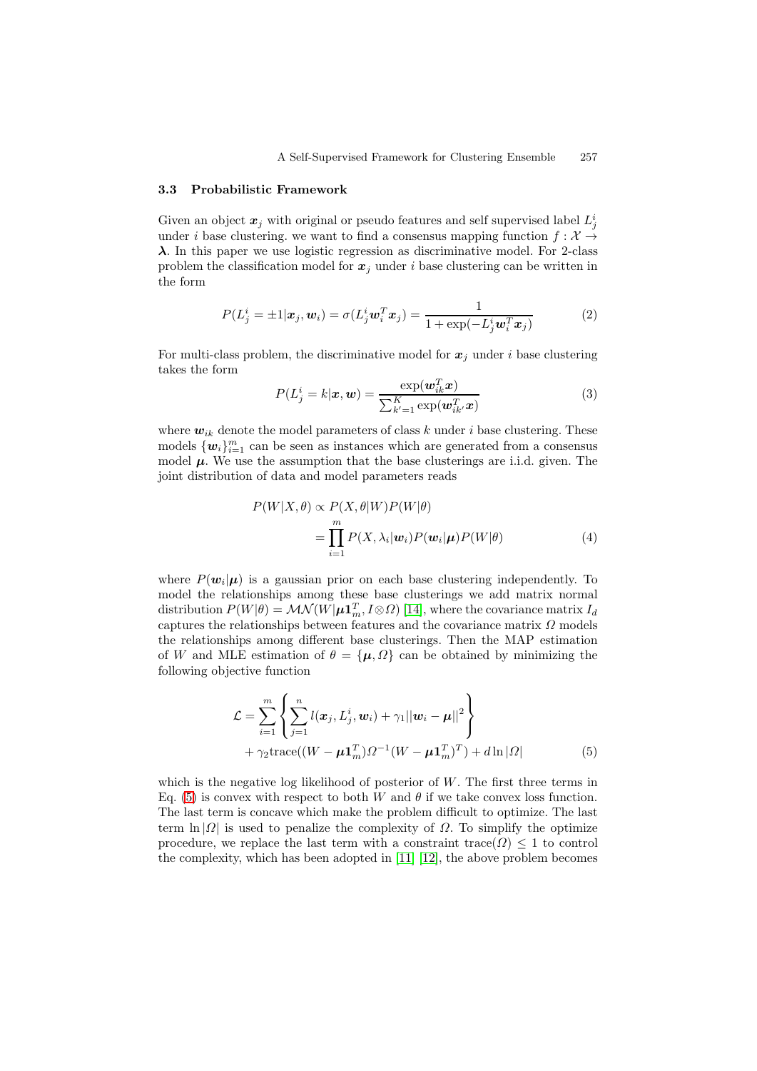### 3.3 Probabilistic Framework

Given an object $\boldsymbol{x}_j$ with original or pseudo features and self supervised label $L_j^i$ under $i$ base clustering. we want to find a consensus mapping function $f : \mathcal{X} \to \boldsymbol{\lambda}$. In this paper we use logistic regression as discriminative model. For 2-class problem the classification model for $\boldsymbol{x}_j$ under $i$ base clustering can be written in the form

$$P(L_j^i = \pm 1 | \boldsymbol{x}_j, \boldsymbol{w}_i) = \sigma(L_j^i \boldsymbol{w}_i^T \boldsymbol{x}_j) = \frac{1}{1 + \exp(-L_j^i \boldsymbol{w}_i^T \boldsymbol{x}_j)} \tag{2}$$

For multi-class problem, the discriminative model for $\boldsymbol{x}_j$ under $i$ base clustering takes the form

$$P(L_j^i = k | \boldsymbol{x}, \boldsymbol{w}) = \frac{\exp(\boldsymbol{w}_{ik}^T \boldsymbol{x})}{\sum_{k'=1}^{K} \exp(\boldsymbol{w}_{ik'}^T \boldsymbol{x})} \tag{3}$$

where $\boldsymbol{w}_{ik}$ denote the model parameters of class $k$ under $i$ base clustering. These models $\{\boldsymbol{w}_i\}_{i=1}^m$ can be seen as instances which are generated from a consensus model $\boldsymbol{\mu}$. We use the assumption that the base clusterings are i.i.d. given. The joint distribution of data and model parameters reads

$$\begin{aligned} P(W|X, \theta) &\propto P(X, \theta | W) P(W|\theta) \\ &= \prod_{i=1}^{m} P(X, \lambda_i | \boldsymbol{w}_i) P(\boldsymbol{w}_i | \boldsymbol{\mu}) P(W|\theta) \end{aligned} \tag{4}$$

where $P(\boldsymbol{w}_i|\boldsymbol{\mu})$ is a gaussian prior on each base clustering independently. To model the relationships among these base clusterings we add matrix normal distribution $P(W|\theta) = \mathcal{MN}(W|\boldsymbol{\mu}\mathbf{1}_m^T, I \otimes \Omega)$ [14], where the covariance matrix $I_d$ captures the relationships between features and the covariance matrix $\Omega$ models the relationships among different base clusterings. Then the MAP estimation of $W$ and MLE estimation of $\theta = \{\boldsymbol{\mu}, \Omega\}$ can be obtained by minimizing the following objective function

$$\begin{aligned} \mathcal{L} = &\sum_{i=1}^{m} \left\{ \sum_{j=1}^{n} l(\boldsymbol{x}_j, L_j^i, \boldsymbol{w}_i) + \gamma_1 ||\boldsymbol{w}_i - \boldsymbol{\mu}||^2 \right\} \\ &+ \gamma_2 \mathrm{trace}((W - \boldsymbol{\mu}\mathbf{1}_m^T)\Omega^{-1}(W - \boldsymbol{\mu}\mathbf{1}_m^T)^T) + d \ln |\Omega| \end{aligned} \tag{5}$$

which is the negative log likelihood of posterior of $W$. The first three terms in Eq. (5) is convex with respect to both $W$ and $\theta$ if we take convex loss function. The last term is concave which make the problem difficult to optimize. The last term $\ln |\Omega|$ is used to penalize the complexity of $\Omega$. To simplify the optimize procedure, we replace the last term with a constraint $\mathrm{trace}(\Omega) \leq 1$ to control the complexity, which has been adopted in [11] [12], the above problem becomes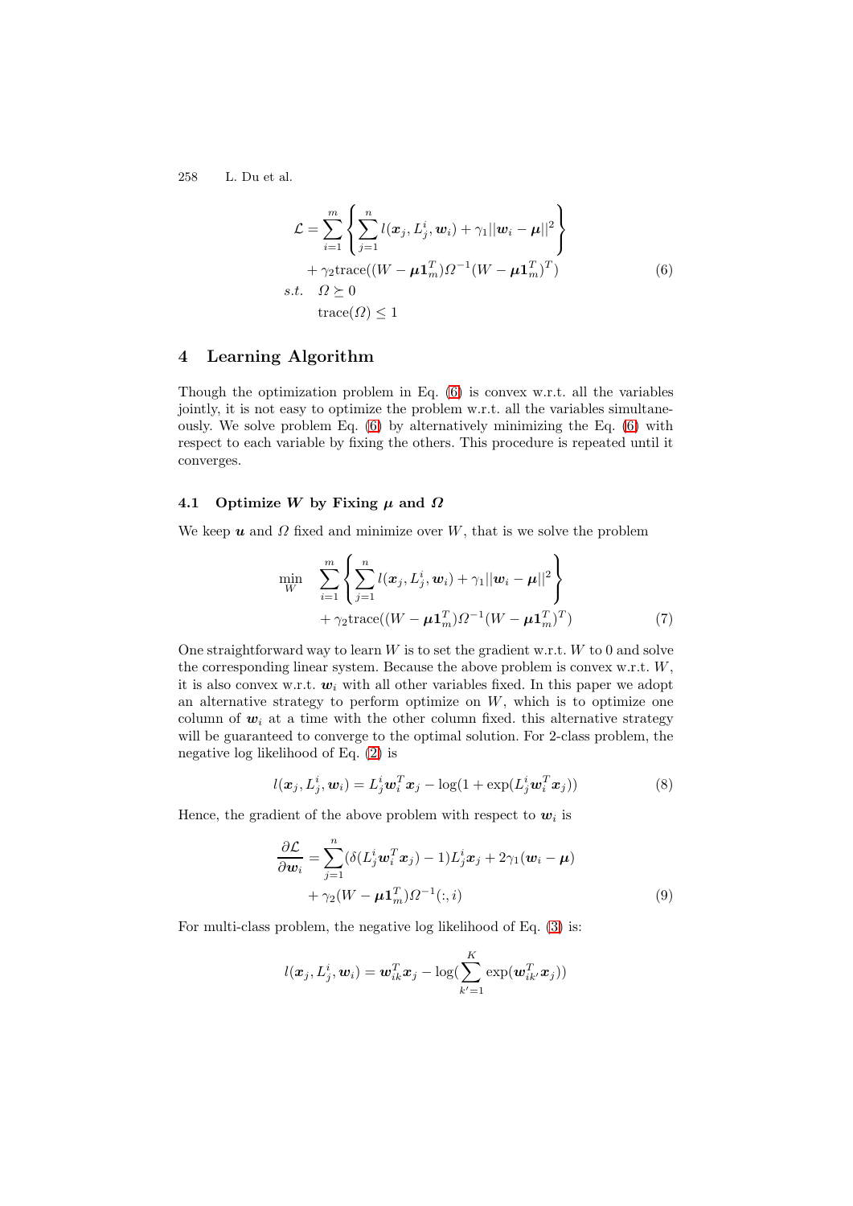$$
\begin{aligned}
\mathcal{L} = & \sum_{i=1}^{m} \left\{ \sum_{j=1}^{n} l(\boldsymbol{x}_j, L_j^i, \boldsymbol{w}_i) + \gamma_1 ||\boldsymbol{w}_i - \boldsymbol{\mu}||^2 \right\} \\
& + \gamma_2 \text{trace}((W - \boldsymbol{\mu}\mathbf{1}_m^T)\Omega^{-1}(W - \boldsymbol{\mu}\mathbf{1}_m^T)^T) \\
s.t. \quad & \Omega \succeq 0 \\
& \text{trace}(\Omega) \leq 1
\end{aligned} \tag{6}
$$

## 4 Learning Algorithm

Though the optimization problem in Eq. (6) is convex w.r.t. all the variables jointly, it is not easy to optimize the problem w.r.t. all the variables simultaneously. We solve problem Eq. (6) by alternatively minimizing the Eq. (6) with respect to each variable by fixing the others. This procedure is repeated until it converges.

### 4.1 Optimize $W$ by Fixing $\boldsymbol{\mu}$ and $\Omega$

We keep $\boldsymbol{u}$ and $\Omega$ fixed and minimize over $W$, that is we solve the problem

$$
\begin{aligned}
\min_{W} \quad & \sum_{i=1}^{m} \left\{ \sum_{j=1}^{n} l(\boldsymbol{x}_j, L_j^i, \boldsymbol{w}_i) + \gamma_1 ||\boldsymbol{w}_i - \boldsymbol{\mu}||^2 \right\} \\
& + \gamma_2 \text{trace}((W - \boldsymbol{\mu}\mathbf{1}_m^T)\Omega^{-1}(W - \boldsymbol{\mu}\mathbf{1}_m^T)^T)
\end{aligned} \tag{7}
$$

One straightforward way to learn $W$ is to set the gradient w.r.t. $W$ to 0 and solve the corresponding linear system. Because the above problem is convex w.r.t. $W$, it is also convex w.r.t. $\boldsymbol{w}_i$ with all other variables fixed. In this paper we adopt an alternative strategy to perform optimize on $W$, which is to optimize one column of $\boldsymbol{w}_i$ at a time with the other column fixed. this alternative strategy will be guaranteed to converge to the optimal solution. For 2-class problem, the negative log likelihood of Eq. (2) is

$$
l(\boldsymbol{x}_j, L_j^i, \boldsymbol{w}_i) = L_j^i \boldsymbol{w}_i^T \boldsymbol{x}_j - \log(1 + \exp(L_j^i \boldsymbol{w}_i^T \boldsymbol{x}_j)) \tag{8}
$$

Hence, the gradient of the above problem with respect to $\boldsymbol{w}_i$ is

$$
\begin{aligned}
\frac{\partial \mathcal{L}}{\partial \boldsymbol{w}_i} = & \sum_{j=1}^{n} (\delta(L_j^i \boldsymbol{w}_i^T \boldsymbol{x}_j) - 1) L_j^i \boldsymbol{x}_j + 2\gamma_1(\boldsymbol{w}_i - \boldsymbol{\mu}) \\
& + \gamma_2 (W - \boldsymbol{\mu}\mathbf{1}_m^T)\Omega^{-1}(:, i)
\end{aligned} \tag{9}
$$

For multi-class problem, the negative log likelihood of Eq. (3) is:

$$
l(\boldsymbol{x}_j, L_j^i, \boldsymbol{w}_i) = \boldsymbol{w}_{ik}^T \boldsymbol{x}_j - \log(\sum_{k'=1}^{K} \exp(\boldsymbol{w}_{ik'}^T \boldsymbol{x}_j))
$$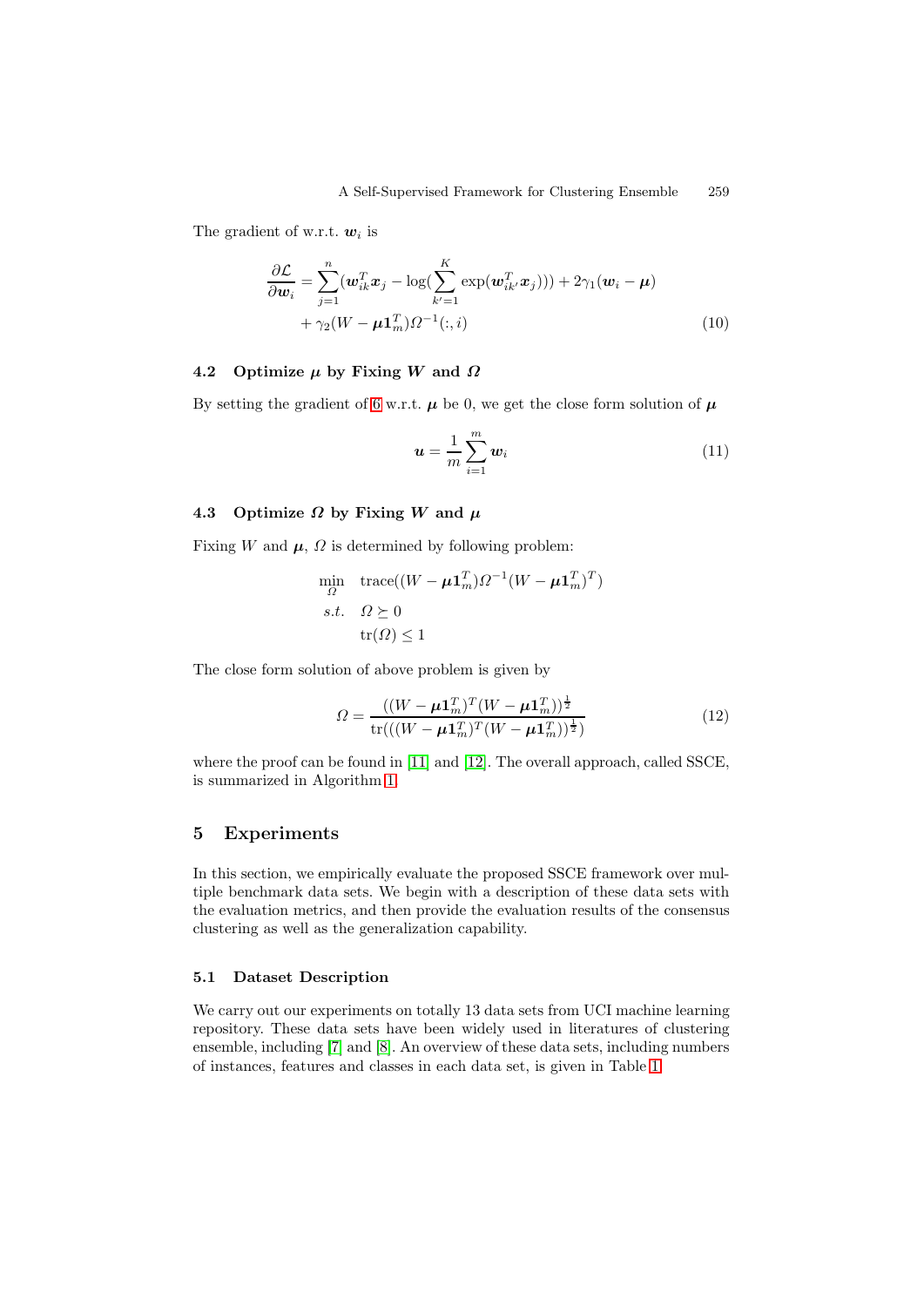The gradient of w.r.t. $\boldsymbol{w}_i$ is

$$
\begin{aligned}
\frac{\partial \mathcal{L}}{\partial \boldsymbol{w}_i} = &\sum_{j=1}^{n} (\boldsymbol{w}_{ik}^T \boldsymbol{x}_j - \log(\sum_{k'=1}^{K} \exp(\boldsymbol{w}_{ik'}^T \boldsymbol{x}_j))) + 2\gamma_1 (\boldsymbol{w}_i - \boldsymbol{\mu}) \\
&+ \gamma_2 (W - \boldsymbol{\mu} \mathbf{1}_m^T) \Omega^{-1}(:, i)
\end{aligned} \tag{10}
$$

### 4.2 Optimize $\boldsymbol{\mu}$ by Fixing $W$ and $\Omega$

By setting the gradient of 6 w.r.t. $\boldsymbol{\mu}$ be 0, we get the close form solution of $\boldsymbol{\mu}$

$$
\boldsymbol{u} = \frac{1}{m} \sum_{i=1}^{m} \boldsymbol{w}_i \tag{11}
$$

### 4.3 Optimize $\Omega$ by Fixing $W$ and $\boldsymbol{\mu}$

Fixing $W$ and $\boldsymbol{\mu}$, $\Omega$ is determined by following problem:

$$
\begin{aligned}
\min_{\Omega} \quad & \text{trace}((W - \boldsymbol{\mu} \mathbf{1}_m^T) \Omega^{-1} (W - \boldsymbol{\mu} \mathbf{1}_m^T)^T) \\
s.t. \quad & \Omega \succeq 0 \\
& \text{tr}(\Omega) \leq 1
\end{aligned}
$$

The close form solution of above problem is given by

$$
\Omega = \frac{((W - \boldsymbol{\mu} \mathbf{1}_m^T)^T (W - \boldsymbol{\mu} \mathbf{1}_m^T))^{\frac{1}{2}}}{\text{tr}(((W - \boldsymbol{\mu} \mathbf{1}_m^T)^T (W - \boldsymbol{\mu} \mathbf{1}_m^T))^{\frac{1}{2}})} \tag{12}
$$

where the proof can be found in [11] and [12]. The overall approach, called SSCE, is summarized in Algorithm 1.

## 5 Experiments

In this section, we empirically evaluate the proposed SSCE framework over multiple benchmark data sets. We begin with a description of these data sets with the evaluation metrics, and then provide the evaluation results of the consensus clustering as well as the generalization capability.

### 5.1 Dataset Description

We carry out our experiments on totally 13 data sets from UCI machine learning repository. These data sets have been widely used in literatures of clustering ensemble, including [7] and [8]. An overview of these data sets, including numbers of instances, features and classes in each data set, is given in Table 1.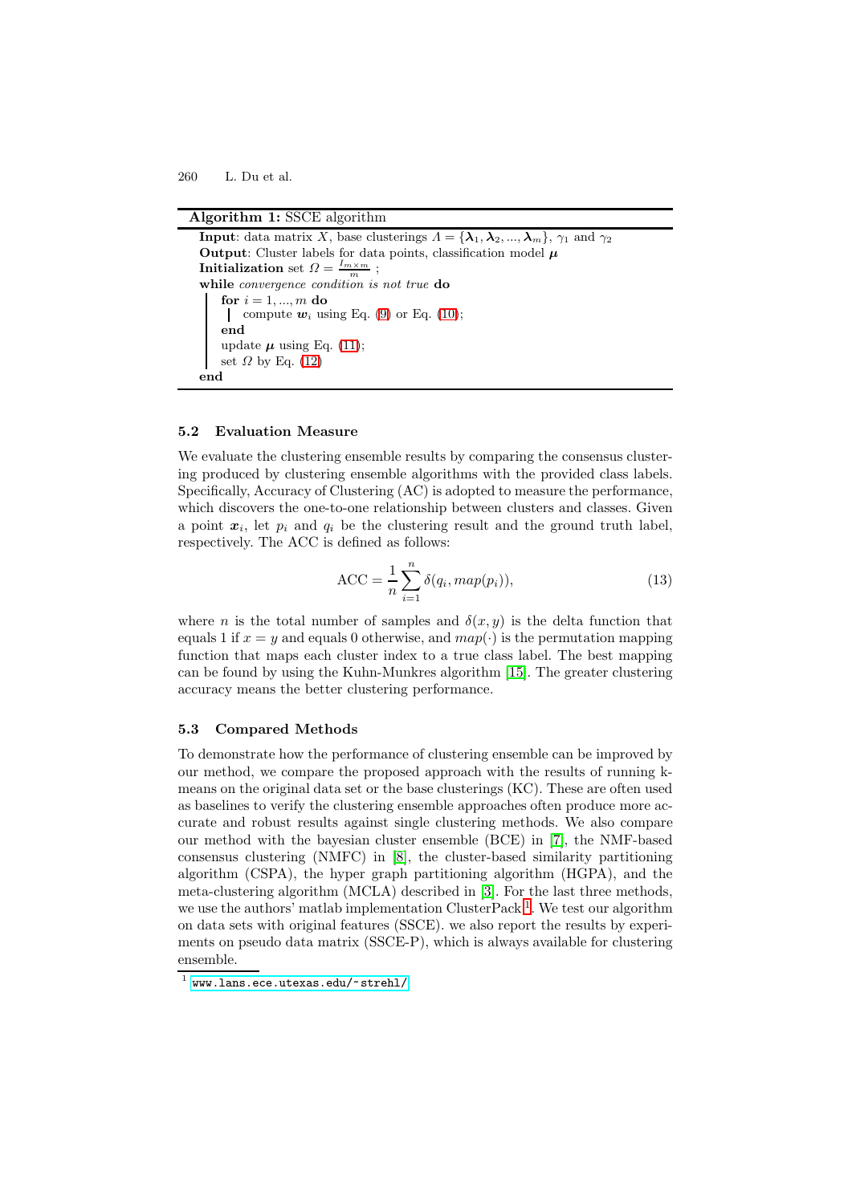**Algorithm 1:** SSCE algorithm

**Input**: data matrix $X$, base clusterings $\Lambda = \{\boldsymbol{\lambda}_1, \boldsymbol{\lambda}_2, ..., \boldsymbol{\lambda}_m\}$, $\gamma_1$ and $\gamma_2$
**Output**: Cluster labels for data points, classification model $\boldsymbol{\mu}$
**Initialization** set $\Omega = \frac{I_{m \times m}}{m}$ ;
**while** *convergence condition is not true* **do**
  **for** $i = 1, ..., m$ **do**
    compute $\boldsymbol{w}_i$ using Eq. (9) or Eq. (10);
  **end**
  update $\boldsymbol{\mu}$ using Eq. (11);
  set $\Omega$ by Eq. (12)
**end**

### 5.2 Evaluation Measure

We evaluate the clustering ensemble results by comparing the consensus clustering produced by clustering ensemble algorithms with the provided class labels. Specifically, Accuracy of Clustering (AC) is adopted to measure the performance, which discovers the one-to-one relationship between clusters and classes. Given a point $\boldsymbol{x}_i$, let $p_i$ and $q_i$ be the clustering result and the ground truth label, respectively. The ACC is defined as follows:

$$\text{ACC} = \frac{1}{n}\sum_{i=1}^{n} \delta(q_i, map(p_i)), \tag{13}$$

where $n$ is the total number of samples and $\delta(x, y)$ is the delta function that equals 1 if $x = y$ and equals 0 otherwise, and $map(\cdot)$ is the permutation mapping function that maps each cluster index to a true class label. The best mapping can be found by using the Kuhn-Munkres algorithm [15]. The greater clustering accuracy means the better clustering performance.

### 5.3 Compared Methods

To demonstrate how the performance of clustering ensemble can be improved by our method, we compare the proposed approach with the results of running k-means on the original data set or the base clusterings (KC). These are often used as baselines to verify the clustering ensemble approaches often produce more accurate and robust results against single clustering methods. We also compare our method with the bayesian cluster ensemble (BCE) in [7], the NMF-based consensus clustering (NMFC) in [8], the cluster-based similarity partitioning algorithm (CSPA), the hyper graph partitioning algorithm (HGPA), and the meta-clustering algorithm (MCLA) described in [3]. For the last three methods, we use the authors' matlab implementation ClusterPack [1]. We test our algorithm on data sets with original features (SSCE). we also report the results by experiments on pseudo data matrix (SSCE-P), which is always available for clustering ensemble.

[1] www.lans.ece.utexas.edu/~strehl/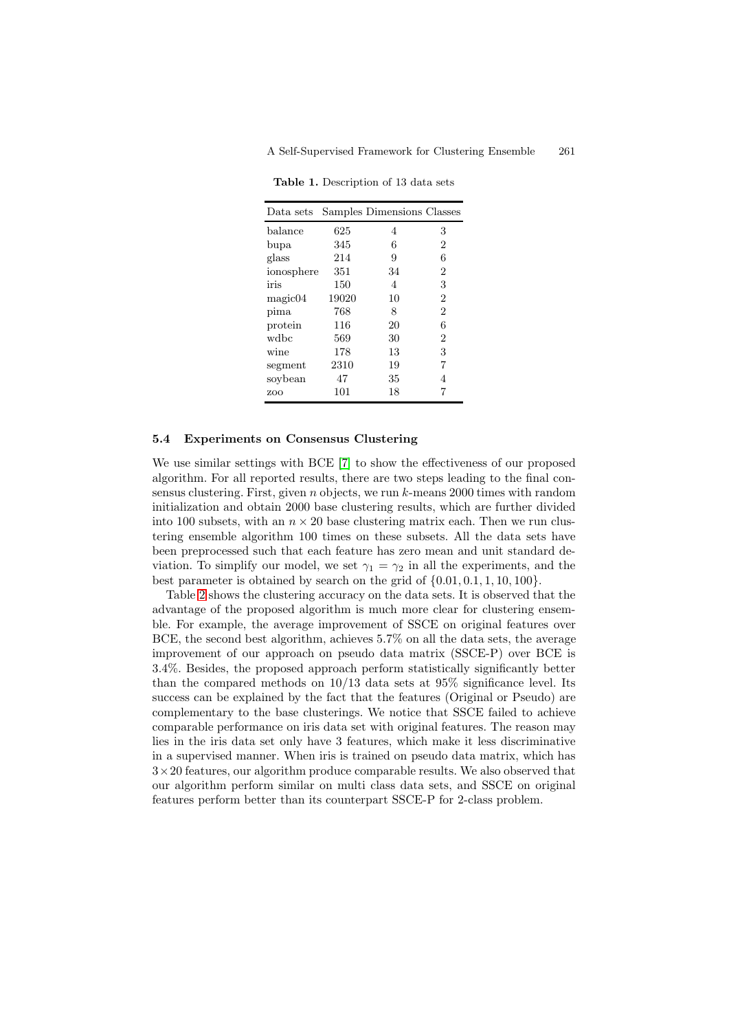**Table 1.** Description of 13 data sets

| Data sets | Samples | Dimensions | Classes |
|---|---|---|---|
| balance | 625 | 4 | 3 |
| bupa | 345 | 6 | 2 |
| glass | 214 | 9 | 6 |
| ionosphere | 351 | 34 | 2 |
| iris | 150 | 4 | 3 |
| magic04 | 19020 | 10 | 2 |
| pima | 768 | 8 | 2 |
| protein | 116 | 20 | 6 |
| wdbc | 569 | 30 | 2 |
| wine | 178 | 13 | 3 |
| segment | 2310 | 19 | 7 |
| soybean | 47 | 35 | 4 |
| zoo | 101 | 18 | 7 |

### 5.4 Experiments on Consensus Clustering

We use similar settings with BCE [7] to show the effectiveness of our proposed algorithm. For all reported results, there are two steps leading to the final consensus clustering. First, given $n$ objects, we run $k$-means 2000 times with random initialization and obtain 2000 base clustering results, which are further divided into 100 subsets, with an $n \times 20$ base clustering matrix each. Then we run clustering ensemble algorithm 100 times on these subsets. All the data sets have been preprocessed such that each feature has zero mean and unit standard deviation. To simplify our model, we set $\gamma_1 = \gamma_2$ in all the experiments, and the best parameter is obtained by search on the grid of $\{0.01, 0.1, 1, 10, 100\}$.

Table 2 shows the clustering accuracy on the data sets. It is observed that the advantage of the proposed algorithm is much more clear for clustering ensemble. For example, the average improvement of SSCE on original features over BCE, the second best algorithm, achieves 5.7% on all the data sets, the average improvement of our approach on pseudo data matrix (SSCE-P) over BCE is 3.4%. Besides, the proposed approach perform statistically significantly better than the compared methods on 10/13 data sets at 95% significance level. Its success can be explained by the fact that the features (Original or Pseudo) are complementary to the base clusterings. We notice that SSCE failed to achieve comparable performance on iris data set with original features. The reason may lies in the iris data set only have 3 features, which make it less discriminative in a supervised manner. When iris is trained on pseudo data matrix, which has $3 \times 20$ features, our algorithm produce comparable results. We also observed that our algorithm perform similar on multi class data sets, and SSCE on original features perform better than its counterpart SSCE-P for 2-class problem.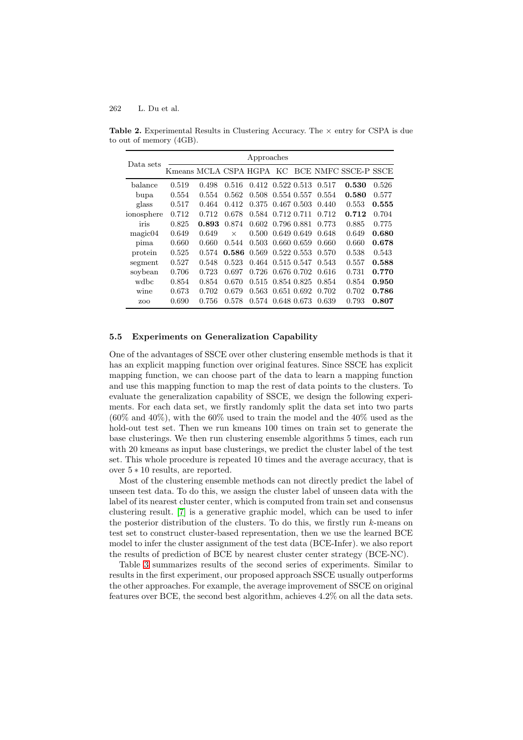**Table 2.** Experimental Results in Clustering Accuracy. The × entry for CSPA is due to out of memory (4GB).

| Data sets | Approaches | | | | | | | | |
|---|---|---|---|---|---|---|---|---|---|
| | Kmeans | MCLA | CSPA | HGPA | KC | BCE | NMFC | SSCE-P | SSCE |
| balance | 0.519 | 0.498 | 0.516 | 0.412 | 0.522 | 0.513 | 0.517 | **0.530** | 0.526 |
| bupa | 0.554 | 0.554 | 0.562 | 0.508 | 0.554 | 0.557 | 0.554 | **0.580** | 0.577 |
| glass | 0.517 | 0.464 | 0.412 | 0.375 | 0.467 | 0.503 | 0.440 | 0.553 | **0.555** |
| ionosphere | 0.712 | 0.712 | 0.678 | 0.584 | 0.712 | 0.711 | 0.712 | **0.712** | 0.704 |
| iris | 0.825 | **0.893** | 0.874 | 0.602 | 0.796 | 0.881 | 0.773 | 0.885 | 0.775 |
| magic04 | 0.649 | 0.649 | × | 0.500 | 0.649 | 0.649 | 0.648 | 0.649 | **0.680** |
| pima | 0.660 | 0.660 | 0.544 | 0.503 | 0.660 | 0.659 | 0.660 | 0.660 | **0.678** |
| protein | 0.525 | 0.574 | **0.586** | 0.569 | 0.522 | 0.553 | 0.570 | 0.538 | 0.543 |
| segment | 0.527 | 0.548 | 0.523 | 0.464 | 0.515 | 0.547 | 0.543 | 0.557 | **0.588** |
| soybean | 0.706 | 0.723 | 0.697 | 0.726 | 0.676 | 0.702 | 0.616 | 0.731 | **0.770** |
| wdbc | 0.854 | 0.854 | 0.670 | 0.515 | 0.854 | 0.825 | 0.854 | 0.854 | **0.950** |
| wine | 0.673 | 0.702 | 0.679 | 0.563 | 0.651 | 0.692 | 0.702 | 0.702 | **0.786** |
| zoo | 0.690 | 0.756 | 0.578 | 0.574 | 0.648 | 0.673 | 0.639 | 0.793 | **0.807** |

### 5.5 Experiments on Generalization Capability

One of the advantages of SSCE over other clustering ensemble methods is that it has an explicit mapping function over original features. Since SSCE has explicit mapping function, we can choose part of the data to learn a mapping function and use this mapping function to map the rest of data points to the clusters. To evaluate the generalization capability of SSCE, we design the following experiments. For each data set, we firstly randomly split the data set into two parts (60% and 40%), with the 60% used to train the model and the 40% used as the hold-out test set. Then we run kmeans 100 times on train set to generate the base clusterings. We then run clustering ensemble algorithms 5 times, each run with 20 kmeans as input base clusterings, we predict the cluster label of the test set. This whole procedure is repeated 10 times and the average accuracy, that is over $5 * 10$ results, are reported.

Most of the clustering ensemble methods can not directly predict the label of unseen test data. To do this, we assign the cluster label of unseen data with the label of its nearest cluster center, which is computed from train set and consensus clustering result. [7] is a generative graphic model, which can be used to infer the posterior distribution of the clusters. To do this, we firstly run $k$-means on test set to construct cluster-based representation, then we use the learned BCE model to infer the cluster assignment of the test data (BCE-Infer). we also report the results of prediction of BCE by nearest cluster center strategy (BCE-NC).

Table 3 summarizes results of the second series of experiments. Similar to results in the first experiment, our proposed approach SSCE usually outperforms the other approaches. For example, the average improvement of SSCE on original features over BCE, the second best algorithm, achieves 4.2% on all the data sets.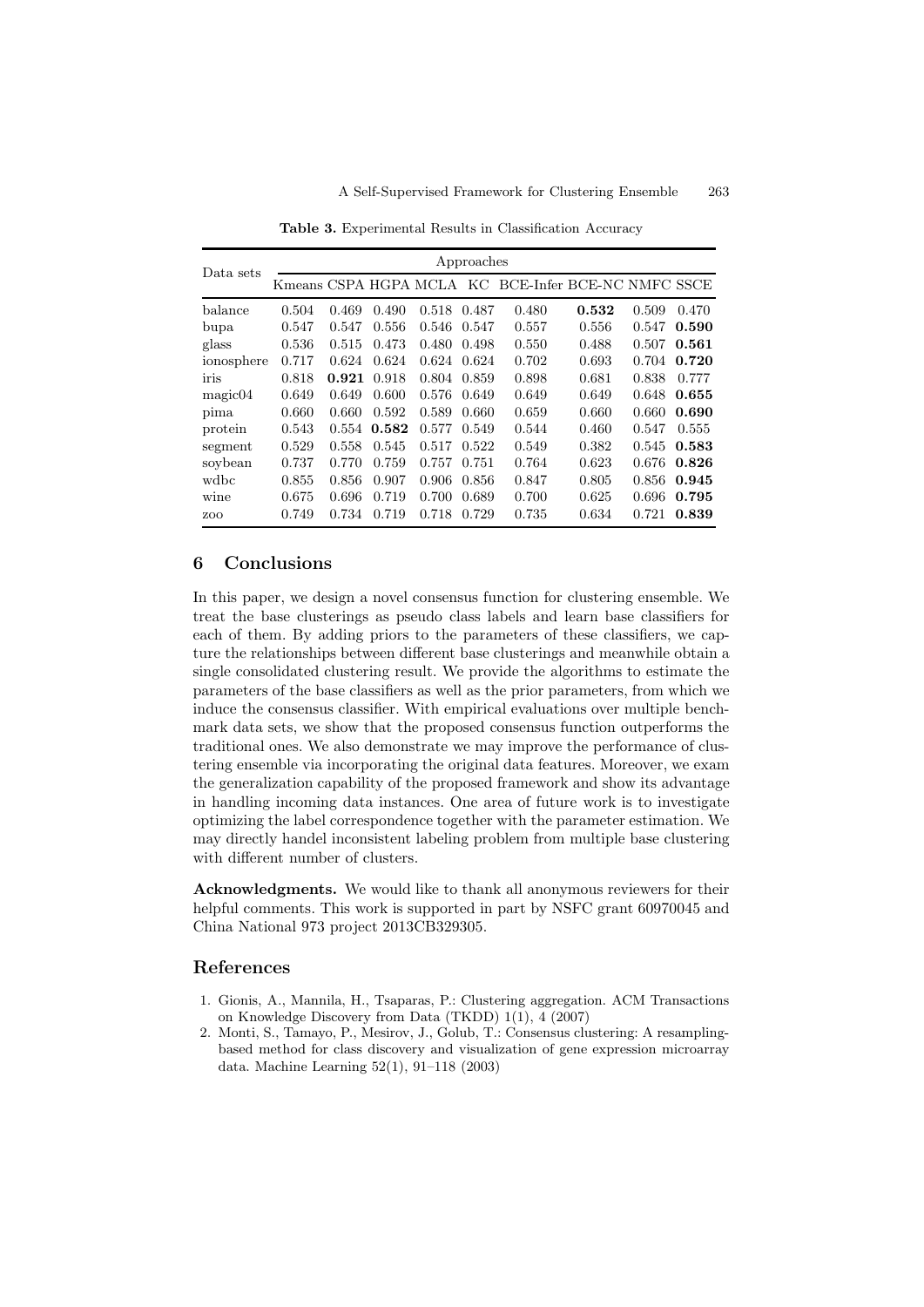**Table 3.** Experimental Results in Classification Accuracy

| Data sets | Approaches | | | | | | | | |
|---|---|---|---|---|---|---|---|---|---|
| | Kmeans | CSPA | HGPA | MCLA | KC | BCE-Infer | BCE-NC | NMFC | SSCE |
| balance | 0.504 | 0.469 | 0.490 | 0.518 | 0.487 | 0.480 | **0.532** | 0.509 | 0.470 |
| bupa | 0.547 | 0.547 | 0.556 | 0.546 | 0.547 | 0.557 | 0.556 | 0.547 | **0.590** |
| glass | 0.536 | 0.515 | 0.473 | 0.480 | 0.498 | 0.550 | 0.488 | 0.507 | **0.561** |
| ionosphere | 0.717 | 0.624 | 0.624 | 0.624 | 0.624 | 0.702 | 0.693 | 0.704 | **0.720** |
| iris | 0.818 | **0.921** | 0.918 | 0.804 | 0.859 | 0.898 | 0.681 | 0.838 | 0.777 |
| magic04 | 0.649 | 0.649 | 0.600 | 0.576 | 0.649 | 0.649 | 0.649 | 0.648 | **0.655** |
| pima | 0.660 | 0.660 | 0.592 | 0.589 | 0.660 | 0.659 | 0.660 | 0.660 | **0.690** |
| protein | 0.543 | 0.554 | **0.582** | 0.577 | 0.549 | 0.544 | 0.460 | 0.547 | 0.555 |
| segment | 0.529 | 0.558 | 0.545 | 0.517 | 0.522 | 0.549 | 0.382 | 0.545 | **0.583** |
| soybean | 0.737 | 0.770 | 0.759 | 0.757 | 0.751 | 0.764 | 0.623 | 0.676 | **0.826** |
| wdbc | 0.855 | 0.856 | 0.907 | 0.906 | 0.856 | 0.847 | 0.805 | 0.856 | **0.945** |
| wine | 0.675 | 0.696 | 0.719 | 0.700 | 0.689 | 0.700 | 0.625 | 0.696 | **0.795** |
| zoo | 0.749 | 0.734 | 0.719 | 0.718 | 0.729 | 0.735 | 0.634 | 0.721 | **0.839** |

## 6 Conclusions

In this paper, we design a novel consensus function for clustering ensemble. We treat the base clusterings as pseudo class labels and learn base classifiers for each of them. By adding priors to the parameters of these classifiers, we capture the relationships between different base clusterings and meanwhile obtain a single consolidated clustering result. We provide the algorithms to estimate the parameters of the base classifiers as well as the prior parameters, from which we induce the consensus classifier. With empirical evaluations over multiple benchmark data sets, we show that the proposed consensus function outperforms the traditional ones. We also demonstrate we may improve the performance of clustering ensemble via incorporating the original data features. Moreover, we exam the generalization capability of the proposed framework and show its advantage in handling incoming data instances. One area of future work is to investigate optimizing the label correspondence together with the parameter estimation. We may directly handel inconsistent labeling problem from multiple base clustering with different number of clusters.

**Acknowledgments.** We would like to thank all anonymous reviewers for their helpful comments. This work is supported in part by NSFC grant 60970045 and China National 973 project 2013CB329305.

## References

1. Gionis, A., Mannila, H., Tsaparas, P.: Clustering aggregation. ACM Transactions on Knowledge Discovery from Data (TKDD) 1(1), 4 (2007)
2. Monti, S., Tamayo, P., Mesirov, J., Golub, T.: Consensus clustering: A resampling-based method for class discovery and visualization of gene expression microarray data. Machine Learning 52(1), 91–118 (2003)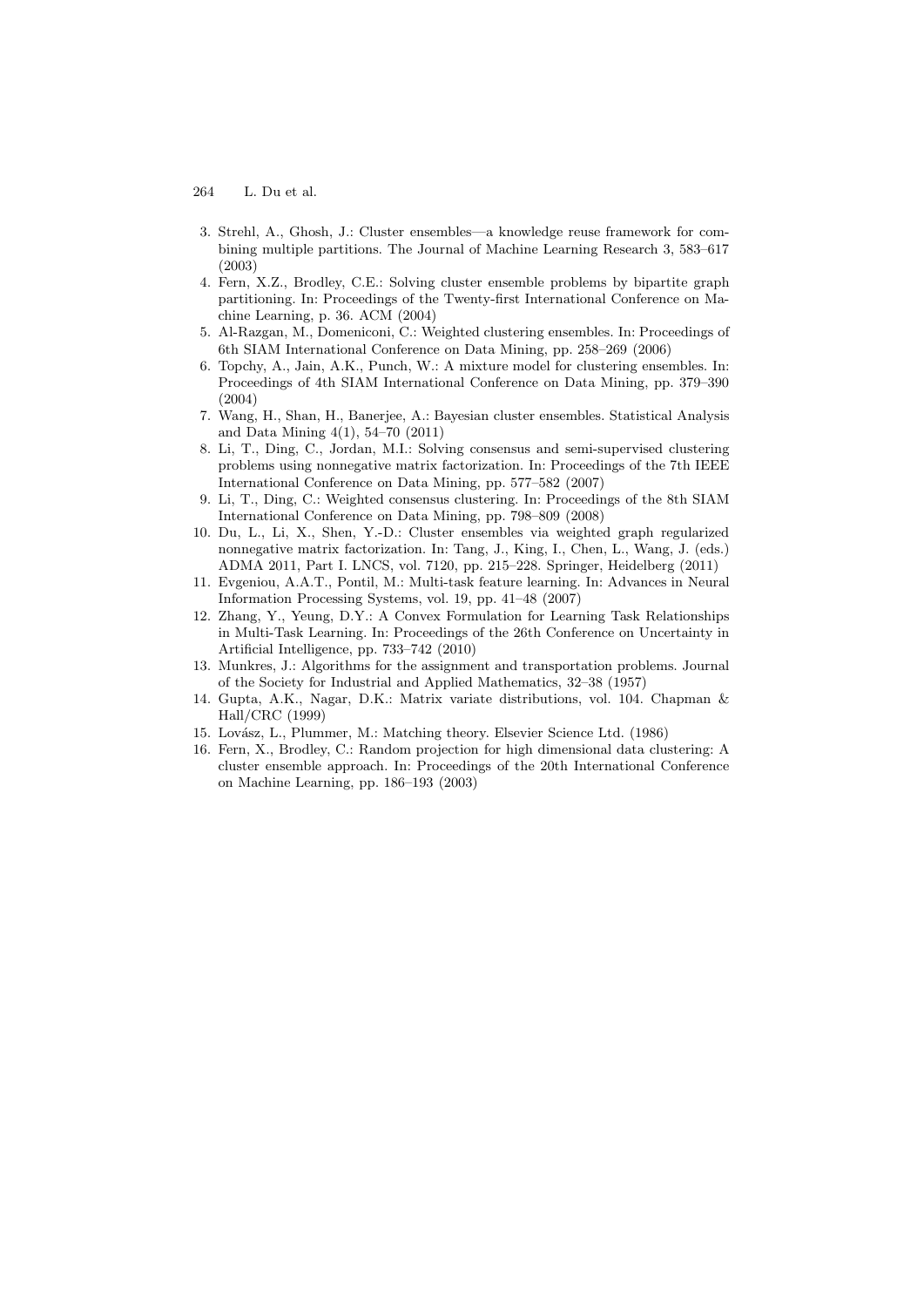3. Strehl, A., Ghosh, J.: Cluster ensembles—a knowledge reuse framework for combining multiple partitions. The Journal of Machine Learning Research 3, 583–617 (2003)
4. Fern, X.Z., Brodley, C.E.: Solving cluster ensemble problems by bipartite graph partitioning. In: Proceedings of the Twenty-first International Conference on Machine Learning, p. 36. ACM (2004)
5. Al-Razgan, M., Domeniconi, C.: Weighted clustering ensembles. In: Proceedings of 6th SIAM International Conference on Data Mining, pp. 258–269 (2006)
6. Topchy, A., Jain, A.K., Punch, W.: A mixture model for clustering ensembles. In: Proceedings of 4th SIAM International Conference on Data Mining, pp. 379–390 (2004)
7. Wang, H., Shan, H., Banerjee, A.: Bayesian cluster ensembles. Statistical Analysis and Data Mining 4(1), 54–70 (2011)
8. Li, T., Ding, C., Jordan, M.I.: Solving consensus and semi-supervised clustering problems using nonnegative matrix factorization. In: Proceedings of the 7th IEEE International Conference on Data Mining, pp. 577–582 (2007)
9. Li, T., Ding, C.: Weighted consensus clustering. In: Proceedings of the 8th SIAM International Conference on Data Mining, pp. 798–809 (2008)
10. Du, L., Li, X., Shen, Y.-D.: Cluster ensembles via weighted graph regularized nonnegative matrix factorization. In: Tang, J., King, I., Chen, L., Wang, J. (eds.) ADMA 2011, Part I. LNCS, vol. 7120, pp. 215–228. Springer, Heidelberg (2011)
11. Evgeniou, A.A.T., Pontil, M.: Multi-task feature learning. In: Advances in Neural Information Processing Systems, vol. 19, pp. 41–48 (2007)
12. Zhang, Y., Yeung, D.Y.: A Convex Formulation for Learning Task Relationships in Multi-Task Learning. In: Proceedings of the 26th Conference on Uncertainty in Artificial Intelligence, pp. 733–742 (2010)
13. Munkres, J.: Algorithms for the assignment and transportation problems. Journal of the Society for Industrial and Applied Mathematics, 32–38 (1957)
14. Gupta, A.K., Nagar, D.K.: Matrix variate distributions, vol. 104. Chapman & Hall/CRC (1999)
15. Lovász, L., Plummer, M.: Matching theory. Elsevier Science Ltd. (1986)
16. Fern, X., Brodley, C.: Random projection for high dimensional data clustering: A cluster ensemble approach. In: Proceedings of the 20th International Conference on Machine Learning, pp. 186–193 (2003)